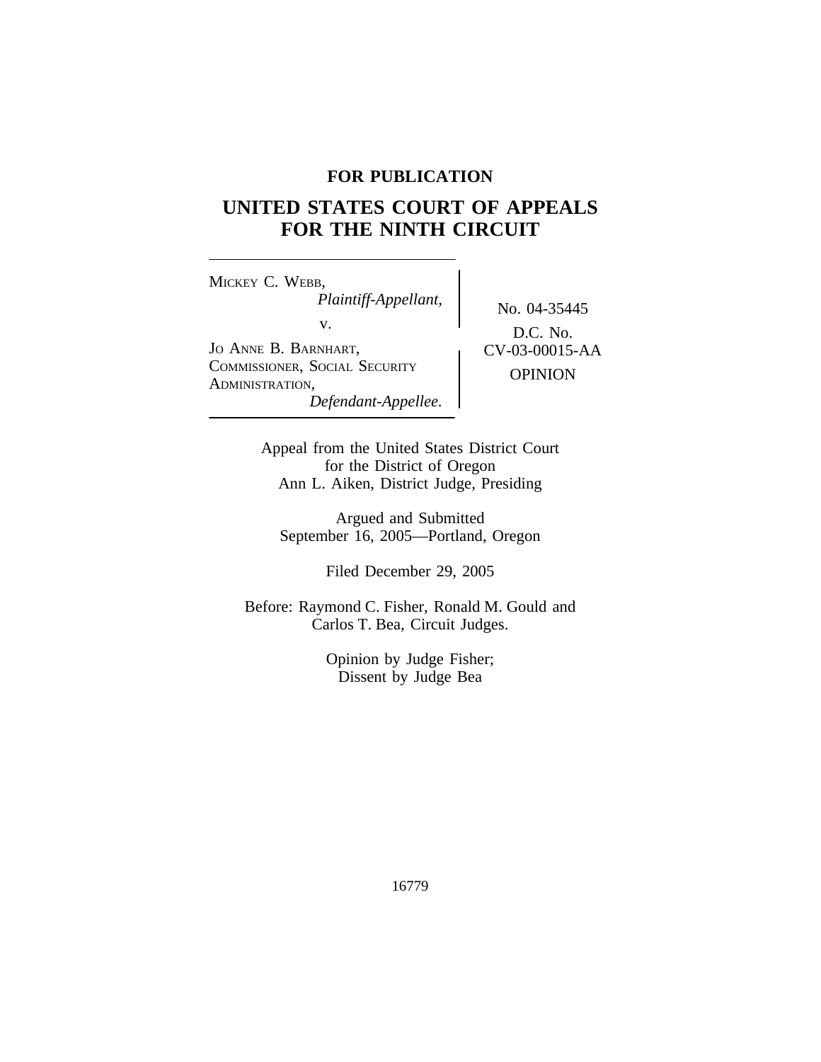**FOR PUBLICATION**

# UNITED STATES COURT OF APPEALS FOR THE NINTH CIRCUIT

MICKEY C. WEBB,
*Plaintiff-Appellant,*

v.

JO ANNE B. BARNHART, COMMISSIONER, SOCIAL SECURITY ADMINISTRATION,
*Defendant-Appellee.*

No. 04-35445

D.C. No. CV-03-00015-AA

OPINION

Appeal from the United States District Court for the District of Oregon
Ann L. Aiken, District Judge, Presiding

Argued and Submitted
September 16, 2005—Portland, Oregon

Filed December 29, 2005

Before: Raymond C. Fisher, Ronald M. Gould and Carlos T. Bea, Circuit Judges.

Opinion by Judge Fisher;
Dissent by Judge Bea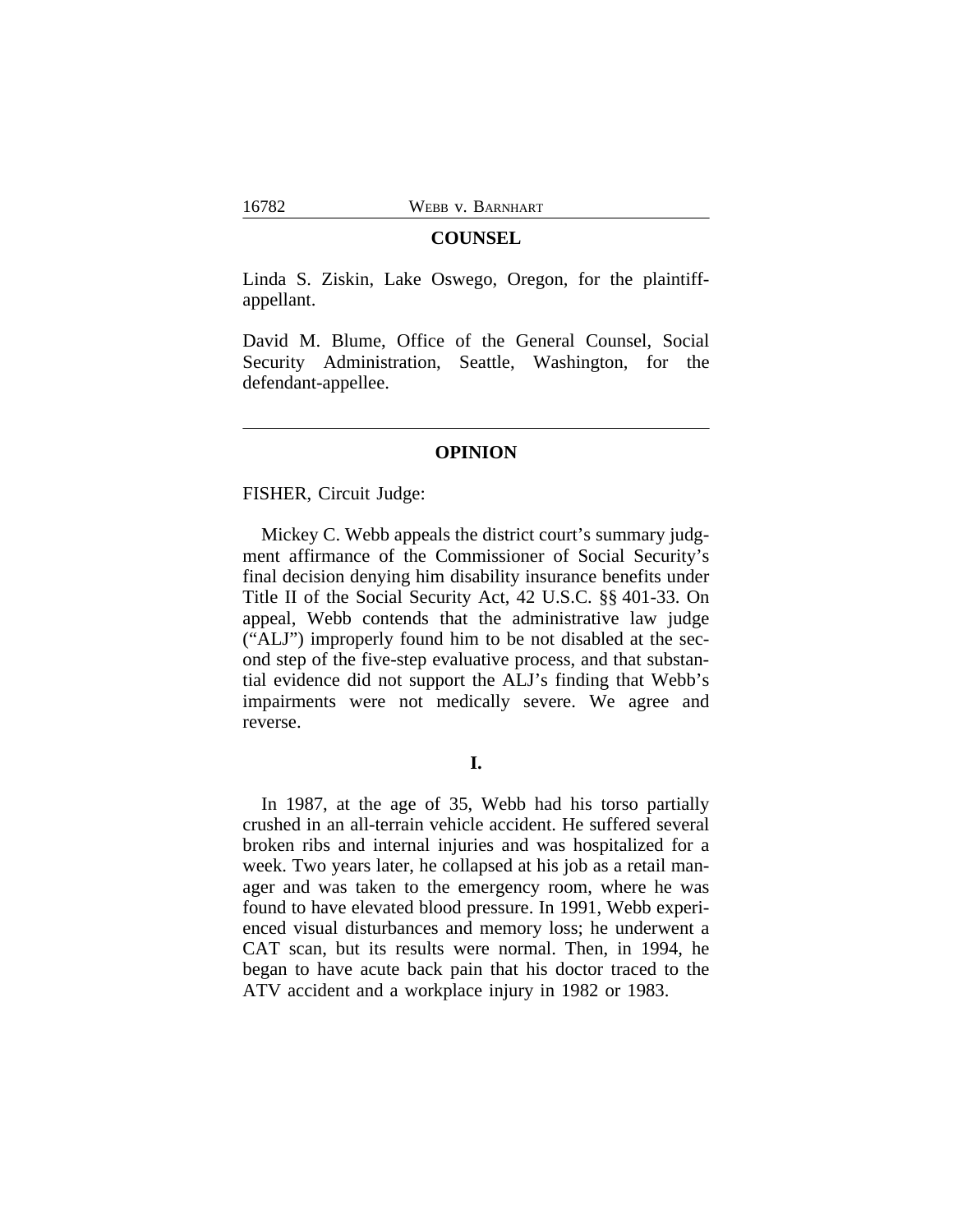## COUNSEL

Linda S. Ziskin, Lake Oswego, Oregon, for the plaintiff-appellant.

David M. Blume, Office of the General Counsel, Social Security Administration, Seattle, Washington, for the defendant-appellee.

---

## OPINION

FISHER, Circuit Judge:

Mickey C. Webb appeals the district court's summary judgment affirmance of the Commissioner of Social Security's final decision denying him disability insurance benefits under Title II of the Social Security Act, 42 U.S.C. §§ 401-33. On appeal, Webb contends that the administrative law judge ("ALJ") improperly found him to be not disabled at the second step of the five-step evaluative process, and that substantial evidence did not support the ALJ's finding that Webb's impairments were not medically severe. We agree and reverse.

### I.

In 1987, at the age of 35, Webb had his torso partially crushed in an all-terrain vehicle accident. He suffered several broken ribs and internal injuries and was hospitalized for a week. Two years later, he collapsed at his job as a retail manager and was taken to the emergency room, where he was found to have elevated blood pressure. In 1991, Webb experienced visual disturbances and memory loss; he underwent a CAT scan, but its results were normal. Then, in 1994, he began to have acute back pain that his doctor traced to the ATV accident and a workplace injury in 1982 or 1983.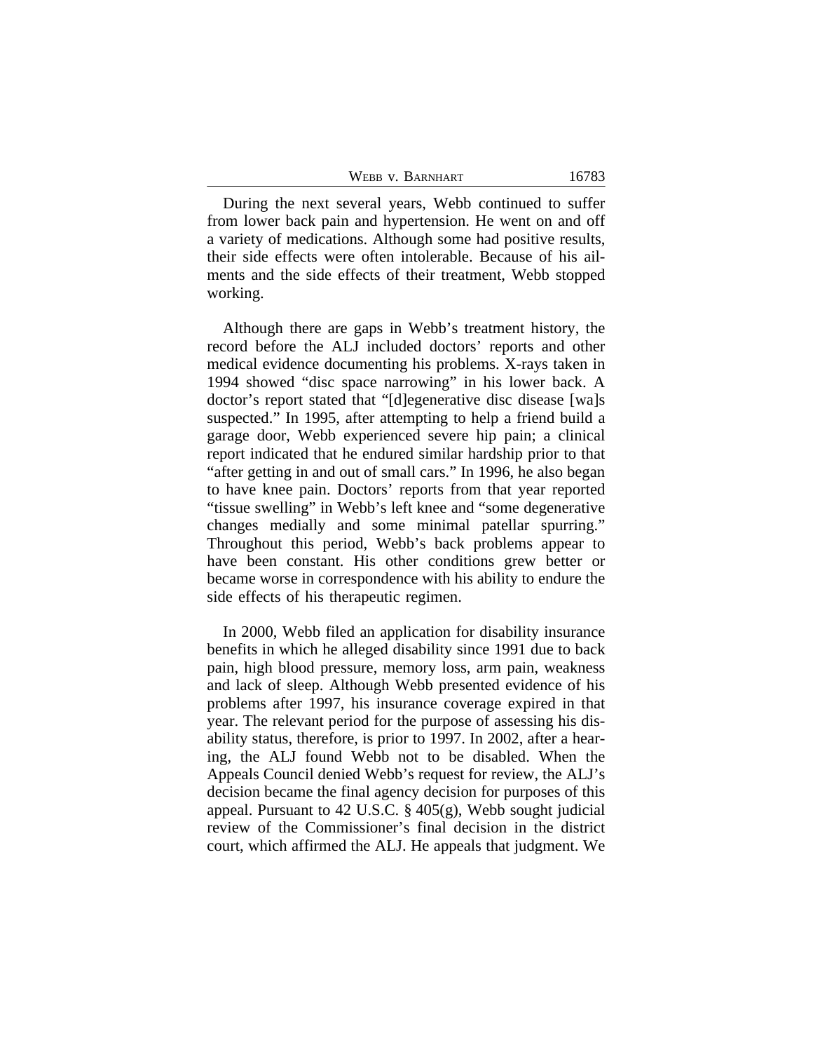During the next several years, Webb continued to suffer from lower back pain and hypertension. He went on and off a variety of medications. Although some had positive results, their side effects were often intolerable. Because of his ailments and the side effects of their treatment, Webb stopped working.

Although there are gaps in Webb's treatment history, the record before the ALJ included doctors' reports and other medical evidence documenting his problems. X-rays taken in 1994 showed "disc space narrowing" in his lower back. A doctor's report stated that "[d]egenerative disc disease [wa]s suspected." In 1995, after attempting to help a friend build a garage door, Webb experienced severe hip pain; a clinical report indicated that he endured similar hardship prior to that "after getting in and out of small cars." In 1996, he also began to have knee pain. Doctors' reports from that year reported "tissue swelling" in Webb's left knee and "some degenerative changes medially and some minimal patellar spurring." Throughout this period, Webb's back problems appear to have been constant. His other conditions grew better or became worse in correspondence with his ability to endure the side effects of his therapeutic regimen.

In 2000, Webb filed an application for disability insurance benefits in which he alleged disability since 1991 due to back pain, high blood pressure, memory loss, arm pain, weakness and lack of sleep. Although Webb presented evidence of his problems after 1997, his insurance coverage expired in that year. The relevant period for the purpose of assessing his disability status, therefore, is prior to 1997. In 2002, after a hearing, the ALJ found Webb not to be disabled. When the Appeals Council denied Webb's request for review, the ALJ's decision became the final agency decision for purposes of this appeal. Pursuant to 42 U.S.C. § 405(g), Webb sought judicial review of the Commissioner's final decision in the district court, which affirmed the ALJ. He appeals that judgment. We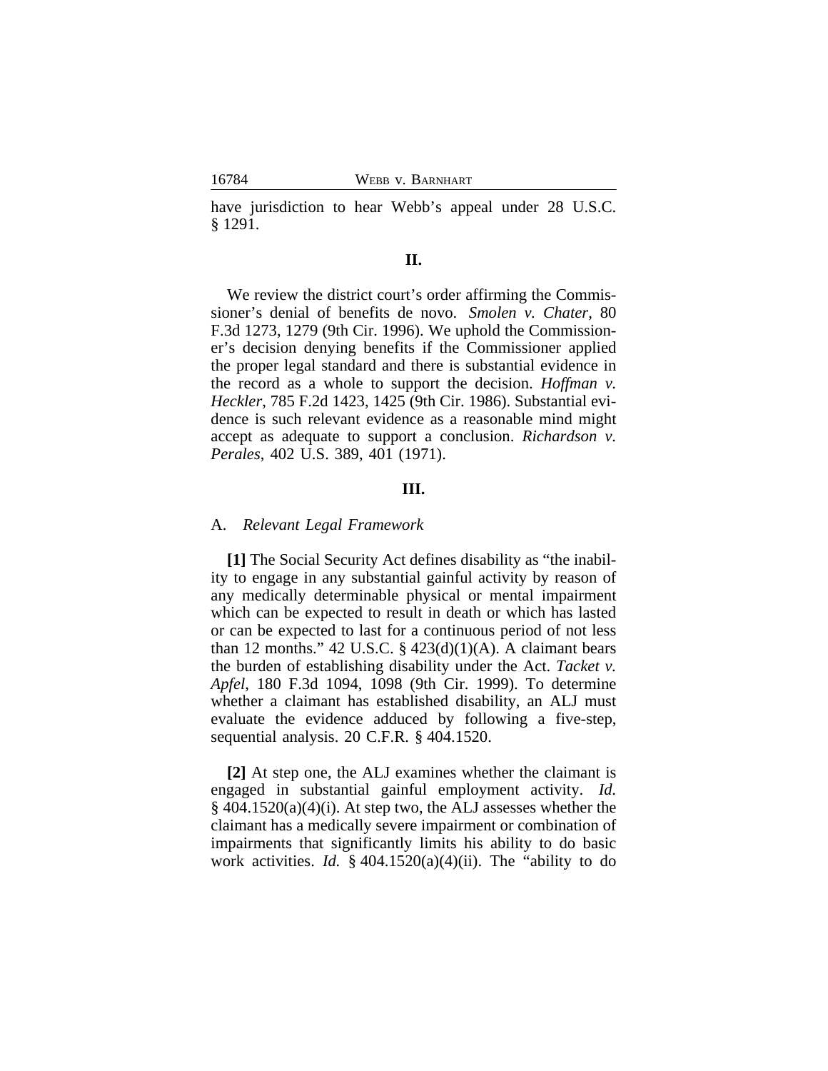have jurisdiction to hear Webb's appeal under 28 U.S.C. § 1291.

## II.

We review the district court's order affirming the Commissioner's denial of benefits de novo. *Smolen v. Chater*, 80 F.3d 1273, 1279 (9th Cir. 1996). We uphold the Commissioner's decision denying benefits if the Commissioner applied the proper legal standard and there is substantial evidence in the record as a whole to support the decision. *Hoffman v. Heckler*, 785 F.2d 1423, 1425 (9th Cir. 1986). Substantial evidence is such relevant evidence as a reasonable mind might accept as adequate to support a conclusion. *Richardson v. Perales*, 402 U.S. 389, 401 (1971).

## III.

### A. *Relevant Legal Framework*

**[1]** The Social Security Act defines disability as "the inability to engage in any substantial gainful activity by reason of any medically determinable physical or mental impairment which can be expected to result in death or which has lasted or can be expected to last for a continuous period of not less than 12 months." 42 U.S.C. § 423(d)(1)(A). A claimant bears the burden of establishing disability under the Act. *Tacket v. Apfel*, 180 F.3d 1094, 1098 (9th Cir. 1999). To determine whether a claimant has established disability, an ALJ must evaluate the evidence adduced by following a five-step, sequential analysis. 20 C.F.R. § 404.1520.

**[2]** At step one, the ALJ examines whether the claimant is engaged in substantial gainful employment activity. *Id.* § 404.1520(a)(4)(i). At step two, the ALJ assesses whether the claimant has a medically severe impairment or combination of impairments that significantly limits his ability to do basic work activities. *Id.* § 404.1520(a)(4)(ii). The "ability to do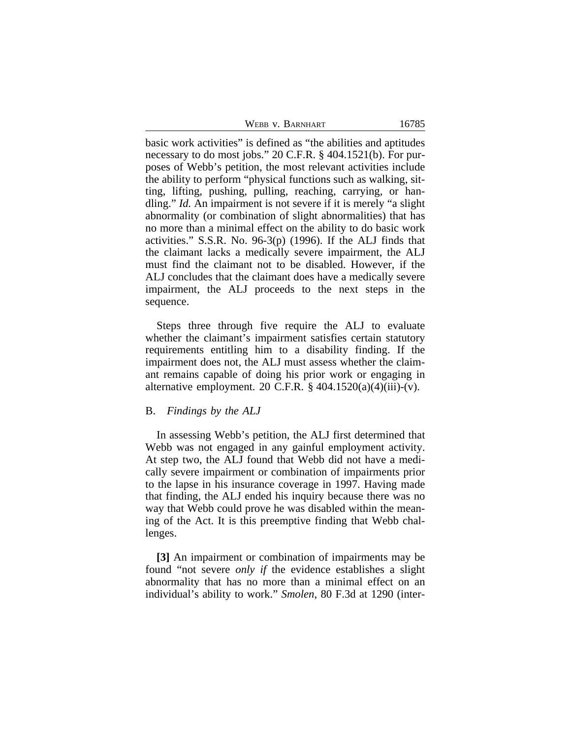basic work activities" is defined as "the abilities and aptitudes necessary to do most jobs." 20 C.F.R. § 404.1521(b). For purposes of Webb's petition, the most relevant activities include the ability to perform "physical functions such as walking, sitting, lifting, pushing, pulling, reaching, carrying, or handling." *Id.* An impairment is not severe if it is merely "a slight abnormality (or combination of slight abnormalities) that has no more than a minimal effect on the ability to do basic work activities." S.S.R. No. 96-3(p) (1996). If the ALJ finds that the claimant lacks a medically severe impairment, the ALJ must find the claimant not to be disabled. However, if the ALJ concludes that the claimant does have a medically severe impairment, the ALJ proceeds to the next steps in the sequence.

Steps three through five require the ALJ to evaluate whether the claimant's impairment satisfies certain statutory requirements entitling him to a disability finding. If the impairment does not, the ALJ must assess whether the claimant remains capable of doing his prior work or engaging in alternative employment. 20 C.F.R. § 404.1520(a)(4)(iii)-(v).

B. *Findings by the ALJ*

In assessing Webb's petition, the ALJ first determined that Webb was not engaged in any gainful employment activity. At step two, the ALJ found that Webb did not have a medically severe impairment or combination of impairments prior to the lapse in his insurance coverage in 1997. Having made that finding, the ALJ ended his inquiry because there was no way that Webb could prove he was disabled within the meaning of the Act. It is this preemptive finding that Webb challenges.

**[3]** An impairment or combination of impairments may be found "not severe *only if* the evidence establishes a slight abnormality that has no more than a minimal effect on an individual's ability to work." *Smolen*, 80 F.3d at 1290 (inter-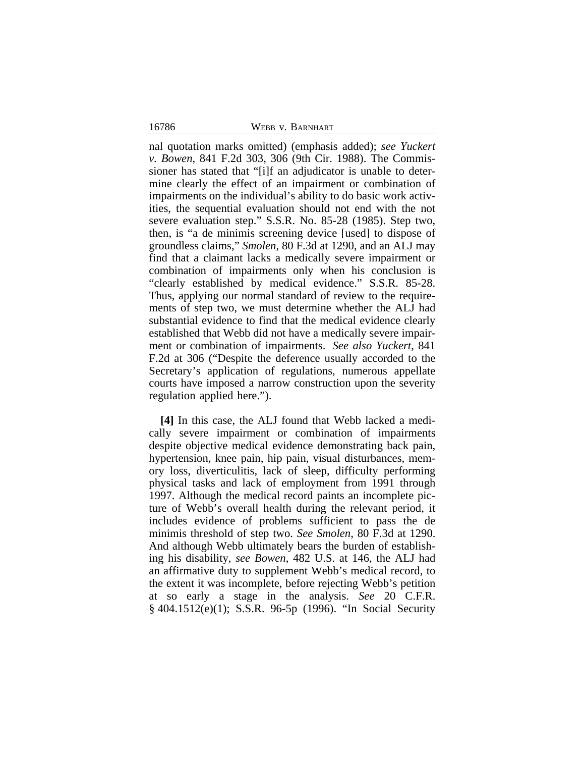nal quotation marks omitted) (emphasis added); *see Yuckert v. Bowen*, 841 F.2d 303, 306 (9th Cir. 1988). The Commissioner has stated that "[i]f an adjudicator is unable to determine clearly the effect of an impairment or combination of impairments on the individual's ability to do basic work activities, the sequential evaluation should not end with the not severe evaluation step." S.S.R. No. 85-28 (1985). Step two, then, is "a de minimis screening device [used] to dispose of groundless claims," *Smolen*, 80 F.3d at 1290, and an ALJ may find that a claimant lacks a medically severe impairment or combination of impairments only when his conclusion is "clearly established by medical evidence." S.S.R. 85-28. Thus, applying our normal standard of review to the requirements of step two, we must determine whether the ALJ had substantial evidence to find that the medical evidence clearly established that Webb did not have a medically severe impairment or combination of impairments. *See also Yuckert*, 841 F.2d at 306 ("Despite the deference usually accorded to the Secretary's application of regulations, numerous appellate courts have imposed a narrow construction upon the severity regulation applied here.").

**[4]** In this case, the ALJ found that Webb lacked a medically severe impairment or combination of impairments despite objective medical evidence demonstrating back pain, hypertension, knee pain, hip pain, visual disturbances, memory loss, diverticulitis, lack of sleep, difficulty performing physical tasks and lack of employment from 1991 through 1997. Although the medical record paints an incomplete picture of Webb's overall health during the relevant period, it includes evidence of problems sufficient to pass the de minimis threshold of step two. *See Smolen*, 80 F.3d at 1290. And although Webb ultimately bears the burden of establishing his disability, *see Bowen*, 482 U.S. at 146, the ALJ had an affirmative duty to supplement Webb's medical record, to the extent it was incomplete, before rejecting Webb's petition at so early a stage in the analysis. *See* 20 C.F.R. § 404.1512(e)(1); S.S.R. 96-5p (1996). "In Social Security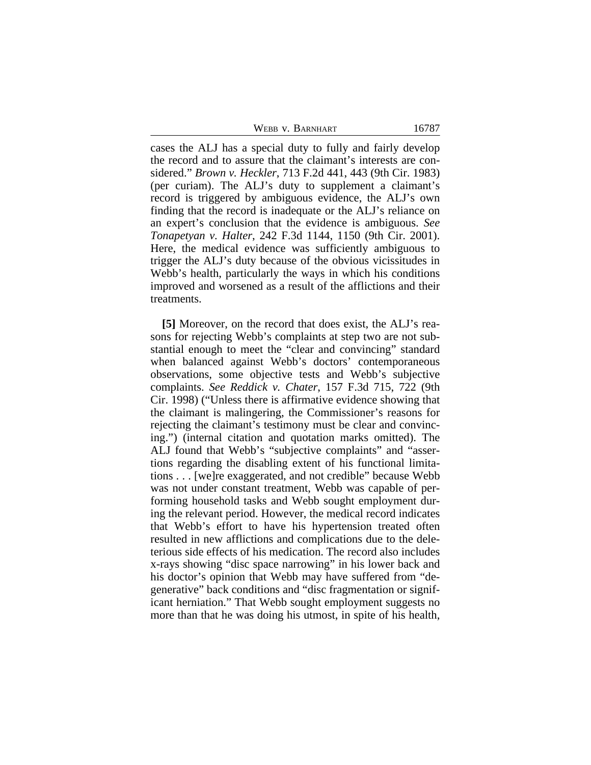cases the ALJ has a special duty to fully and fairly develop the record and to assure that the claimant's interests are considered." *Brown v. Heckler*, 713 F.2d 441, 443 (9th Cir. 1983) (per curiam). The ALJ's duty to supplement a claimant's record is triggered by ambiguous evidence, the ALJ's own finding that the record is inadequate or the ALJ's reliance on an expert's conclusion that the evidence is ambiguous. *See Tonapetyan v. Halter*, 242 F.3d 1144, 1150 (9th Cir. 2001). Here, the medical evidence was sufficiently ambiguous to trigger the ALJ's duty because of the obvious vicissitudes in Webb's health, particularly the ways in which his conditions improved and worsened as a result of the afflictions and their treatments.

**[5]** Moreover, on the record that does exist, the ALJ's reasons for rejecting Webb's complaints at step two are not substantial enough to meet the "clear and convincing" standard when balanced against Webb's doctors' contemporaneous observations, some objective tests and Webb's subjective complaints. *See Reddick v. Chater*, 157 F.3d 715, 722 (9th Cir. 1998) ("Unless there is affirmative evidence showing that the claimant is malingering, the Commissioner's reasons for rejecting the claimant's testimony must be clear and convincing.") (internal citation and quotation marks omitted). The ALJ found that Webb's "subjective complaints" and "assertions regarding the disabling extent of his functional limitations . . . [we]re exaggerated, and not credible" because Webb was not under constant treatment, Webb was capable of performing household tasks and Webb sought employment during the relevant period. However, the medical record indicates that Webb's effort to have his hypertension treated often resulted in new afflictions and complications due to the deleterious side effects of his medication. The record also includes x-rays showing "disc space narrowing" in his lower back and his doctor's opinion that Webb may have suffered from "degenerative" back conditions and "disc fragmentation or significant herniation." That Webb sought employment suggests no more than that he was doing his utmost, in spite of his health,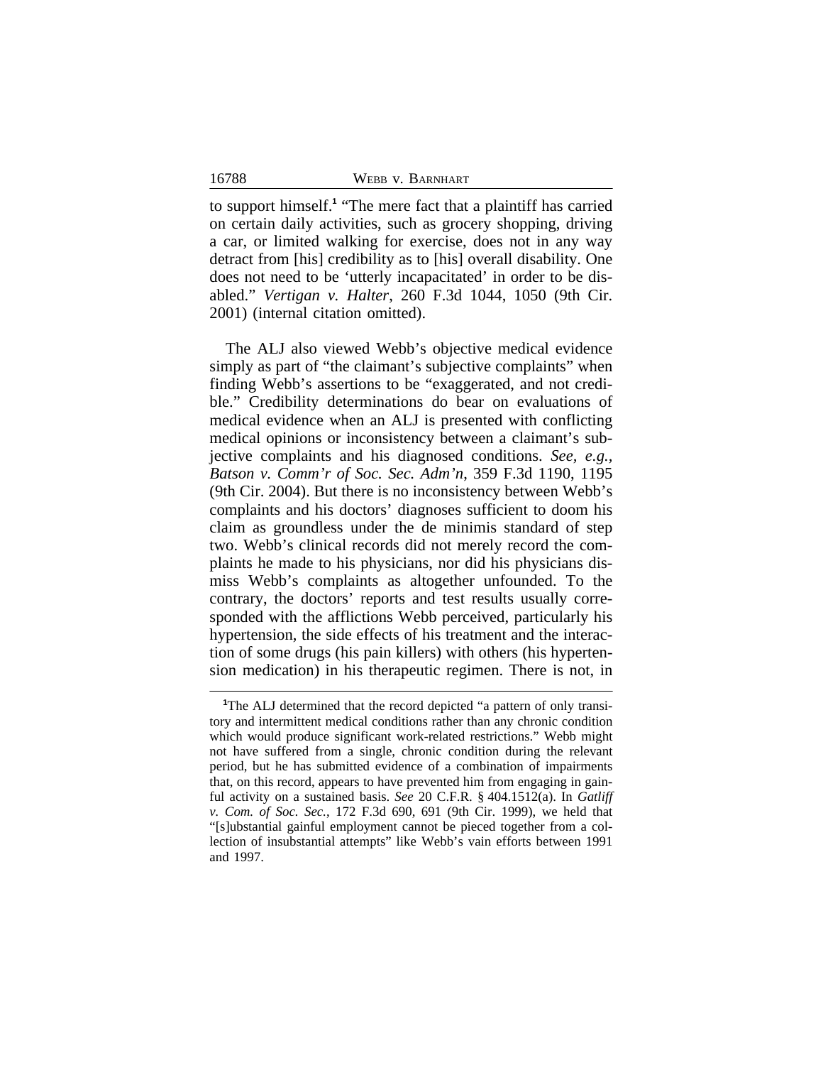to support himself.[1] "The mere fact that a plaintiff has carried on certain daily activities, such as grocery shopping, driving a car, or limited walking for exercise, does not in any way detract from [his] credibility as to [his] overall disability. One does not need to be 'utterly incapacitated' in order to be disabled." *Vertigan v. Halter*, 260 F.3d 1044, 1050 (9th Cir. 2001) (internal citation omitted).

The ALJ also viewed Webb's objective medical evidence simply as part of "the claimant's subjective complaints" when finding Webb's assertions to be "exaggerated, and not credible." Credibility determinations do bear on evaluations of medical evidence when an ALJ is presented with conflicting medical opinions or inconsistency between a claimant's subjective complaints and his diagnosed conditions. *See, e.g.*, *Batson v. Comm'r of Soc. Sec. Adm'n*, 359 F.3d 1190, 1195 (9th Cir. 2004). But there is no inconsistency between Webb's complaints and his doctors' diagnoses sufficient to doom his claim as groundless under the de minimis standard of step two. Webb's clinical records did not merely record the complaints he made to his physicians, nor did his physicians dismiss Webb's complaints as altogether unfounded. To the contrary, the doctors' reports and test results usually corresponded with the afflictions Webb perceived, particularly his hypertension, the side effects of his treatment and the interaction of some drugs (his pain killers) with others (his hypertension medication) in his therapeutic regimen. There is not, in

[1]The ALJ determined that the record depicted "a pattern of only transitory and intermittent medical conditions rather than any chronic condition which would produce significant work-related restrictions." Webb might not have suffered from a single, chronic condition during the relevant period, but he has submitted evidence of a combination of impairments that, on this record, appears to have prevented him from engaging in gainful activity on a sustained basis. *See* 20 C.F.R. § 404.1512(a). In *Gatliff v. Com. of Soc. Sec.*, 172 F.3d 690, 691 (9th Cir. 1999), we held that "[s]ubstantial gainful employment cannot be pieced together from a collection of insubstantial attempts" like Webb's vain efforts between 1991 and 1997.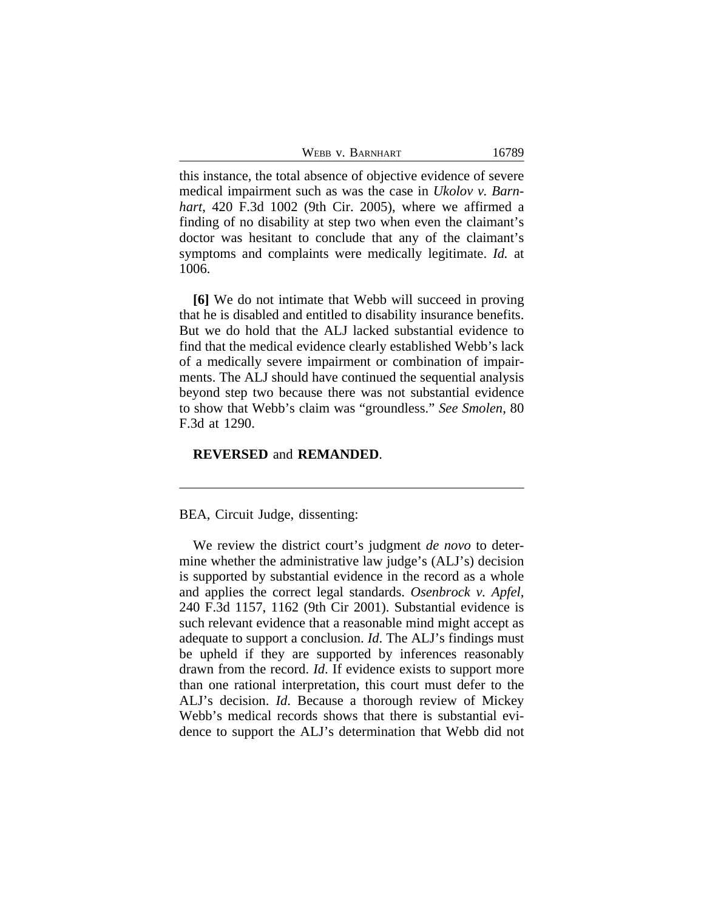this instance, the total absence of objective evidence of severe medical impairment such as was the case in *Ukolov v. Barnhart*, 420 F.3d 1002 (9th Cir. 2005), where we affirmed a finding of no disability at step two when even the claimant's doctor was hesitant to conclude that any of the claimant's symptoms and complaints were medically legitimate. *Id.* at 1006.

**[6]** We do not intimate that Webb will succeed in proving that he is disabled and entitled to disability insurance benefits. But we do hold that the ALJ lacked substantial evidence to find that the medical evidence clearly established Webb's lack of a medically severe impairment or combination of impairments. The ALJ should have continued the sequential analysis beyond step two because there was not substantial evidence to show that Webb's claim was "groundless." *See Smolen*, 80 F.3d at 1290.

**REVERSED** and **REMANDED**.

---

BEA, Circuit Judge, dissenting:

We review the district court's judgment *de novo* to determine whether the administrative law judge's (ALJ's) decision is supported by substantial evidence in the record as a whole and applies the correct legal standards. *Osenbrock v. Apfel*, 240 F.3d 1157, 1162 (9th Cir 2001). Substantial evidence is such relevant evidence that a reasonable mind might accept as adequate to support a conclusion. *Id*. The ALJ's findings must be upheld if they are supported by inferences reasonably drawn from the record. *Id*. If evidence exists to support more than one rational interpretation, this court must defer to the ALJ's decision. *Id*. Because a thorough review of Mickey Webb's medical records shows that there is substantial evidence to support the ALJ's determination that Webb did not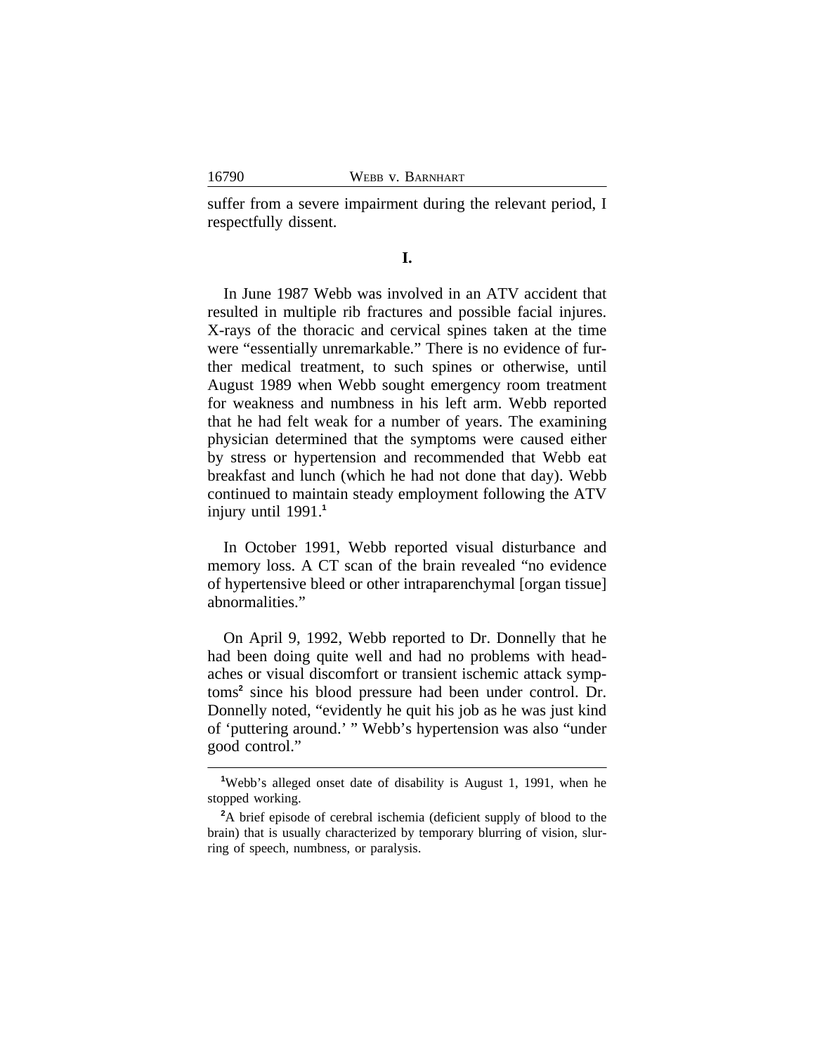suffer from a severe impairment during the relevant period, I respectfully dissent.

## I.

In June 1987 Webb was involved in an ATV accident that resulted in multiple rib fractures and possible facial injures. X-rays of the thoracic and cervical spines taken at the time were "essentially unremarkable." There is no evidence of further medical treatment, to such spines or otherwise, until August 1989 when Webb sought emergency room treatment for weakness and numbness in his left arm. Webb reported that he had felt weak for a number of years. The examining physician determined that the symptoms were caused either by stress or hypertension and recommended that Webb eat breakfast and lunch (which he had not done that day). Webb continued to maintain steady employment following the ATV injury until 1991.[1]

In October 1991, Webb reported visual disturbance and memory loss. A CT scan of the brain revealed "no evidence of hypertensive bleed or other intraparenchymal [organ tissue] abnormalities."

On April 9, 1992, Webb reported to Dr. Donnelly that he had been doing quite well and had no problems with headaches or visual discomfort or transient ischemic attack symptoms[2] since his blood pressure had been under control. Dr. Donnelly noted, "evidently he quit his job as he was just kind of 'puttering around.' " Webb's hypertension was also "under good control."

---

[1] Webb's alleged onset date of disability is August 1, 1991, when he stopped working.

[2] A brief episode of cerebral ischemia (deficient supply of blood to the brain) that is usually characterized by temporary blurring of vision, slurring of speech, numbness, or paralysis.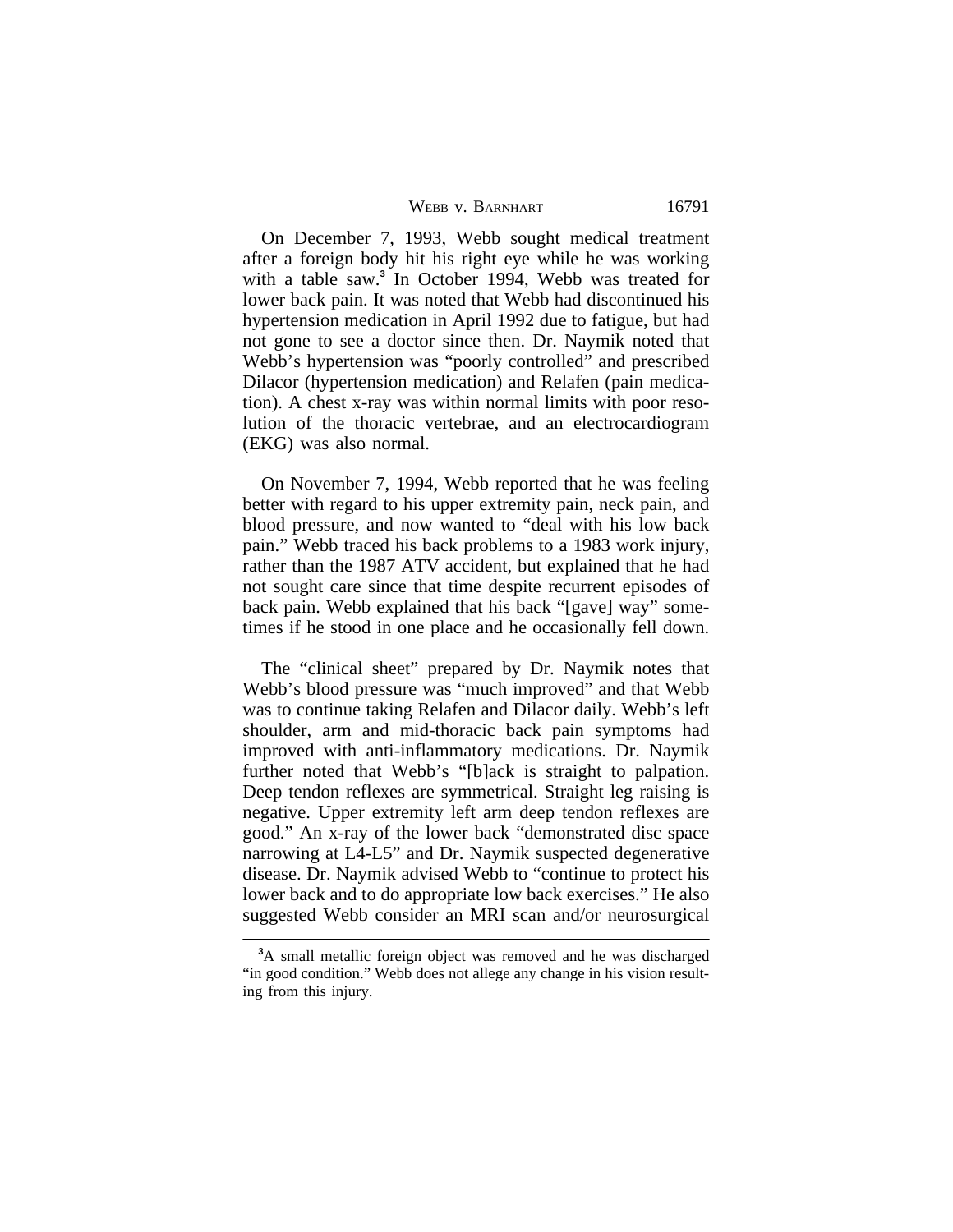On December 7, 1993, Webb sought medical treatment after a foreign body hit his right eye while he was working with a table saw.[3] In October 1994, Webb was treated for lower back pain. It was noted that Webb had discontinued his hypertension medication in April 1992 due to fatigue, but had not gone to see a doctor since then. Dr. Naymik noted that Webb's hypertension was "poorly controlled" and prescribed Dilacor (hypertension medication) and Relafen (pain medication). A chest x-ray was within normal limits with poor resolution of the thoracic vertebrae, and an electrocardiogram (EKG) was also normal.

On November 7, 1994, Webb reported that he was feeling better with regard to his upper extremity pain, neck pain, and blood pressure, and now wanted to "deal with his low back pain." Webb traced his back problems to a 1983 work injury, rather than the 1987 ATV accident, but explained that he had not sought care since that time despite recurrent episodes of back pain. Webb explained that his back "[gave] way" sometimes if he stood in one place and he occasionally fell down.

The "clinical sheet" prepared by Dr. Naymik notes that Webb's blood pressure was "much improved" and that Webb was to continue taking Relafen and Dilacor daily. Webb's left shoulder, arm and mid-thoracic back pain symptoms had improved with anti-inflammatory medications. Dr. Naymik further noted that Webb's "[b]ack is straight to palpation. Deep tendon reflexes are symmetrical. Straight leg raising is negative. Upper extremity left arm deep tendon reflexes are good." An x-ray of the lower back "demonstrated disc space narrowing at L4-L5" and Dr. Naymik suspected degenerative disease. Dr. Naymik advised Webb to "continue to protect his lower back and to do appropriate low back exercises." He also suggested Webb consider an MRI scan and/or neurosurgical

---

[3] A small metallic foreign object was removed and he was discharged "in good condition." Webb does not allege any change in his vision resulting from this injury.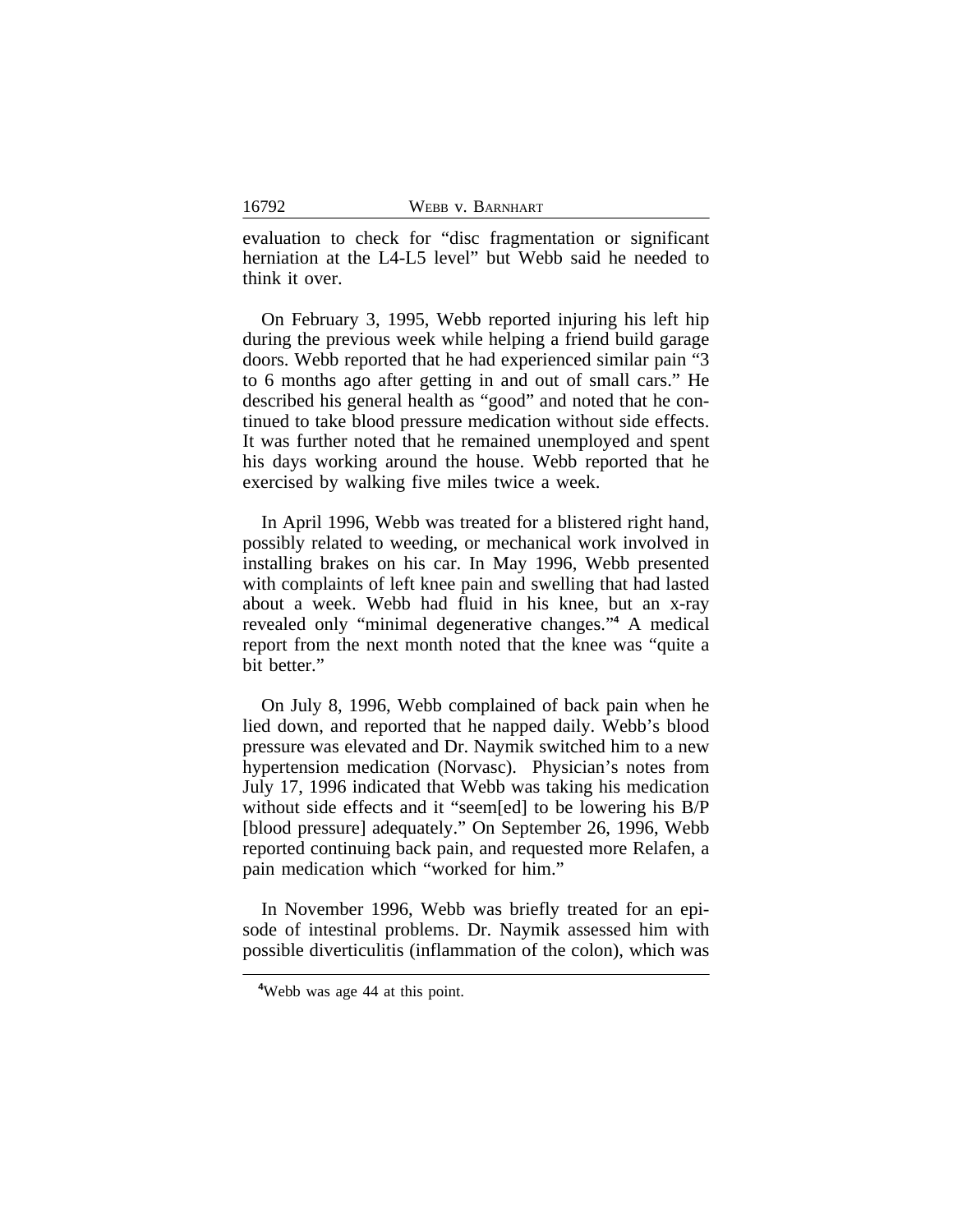evaluation to check for "disc fragmentation or significant herniation at the L4-L5 level" but Webb said he needed to think it over.

On February 3, 1995, Webb reported injuring his left hip during the previous week while helping a friend build garage doors. Webb reported that he had experienced similar pain "3 to 6 months ago after getting in and out of small cars." He described his general health as "good" and noted that he continued to take blood pressure medication without side effects. It was further noted that he remained unemployed and spent his days working around the house. Webb reported that he exercised by walking five miles twice a week.

In April 1996, Webb was treated for a blistered right hand, possibly related to weeding, or mechanical work involved in installing brakes on his car. In May 1996, Webb presented with complaints of left knee pain and swelling that had lasted about a week. Webb had fluid in his knee, but an x-ray revealed only "minimal degenerative changes."[4] A medical report from the next month noted that the knee was "quite a bit better."

On July 8, 1996, Webb complained of back pain when he lied down, and reported that he napped daily. Webb's blood pressure was elevated and Dr. Naymik switched him to a new hypertension medication (Norvasc). Physician's notes from July 17, 1996 indicated that Webb was taking his medication without side effects and it "seem[ed] to be lowering his B/P [blood pressure] adequately." On September 26, 1996, Webb reported continuing back pain, and requested more Relafen, a pain medication which "worked for him."

In November 1996, Webb was briefly treated for an episode of intestinal problems. Dr. Naymik assessed him with possible diverticulitis (inflammation of the colon), which was

[4]Webb was age 44 at this point.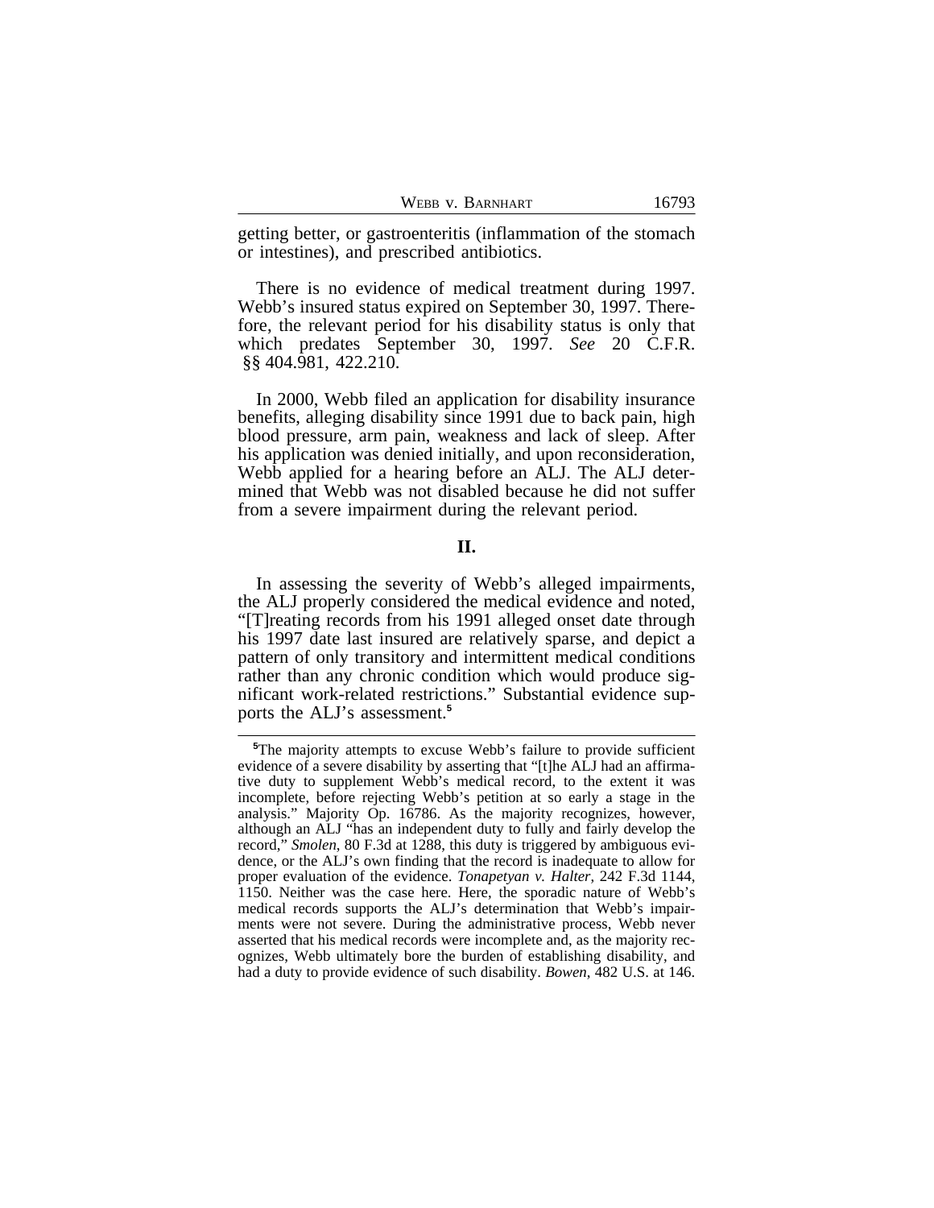getting better, or gastroenteritis (inflammation of the stomach or intestines), and prescribed antibiotics.

There is no evidence of medical treatment during 1997. Webb's insured status expired on September 30, 1997. Therefore, the relevant period for his disability status is only that which predates September 30, 1997. *See* 20 C.F.R. §§ 404.981, 422.210.

In 2000, Webb filed an application for disability insurance benefits, alleging disability since 1991 due to back pain, high blood pressure, arm pain, weakness and lack of sleep. After his application was denied initially, and upon reconsideration, Webb applied for a hearing before an ALJ. The ALJ determined that Webb was not disabled because he did not suffer from a severe impairment during the relevant period.

## II.

In assessing the severity of Webb's alleged impairments, the ALJ properly considered the medical evidence and noted, "[T]reating records from his 1991 alleged onset date through his 1997 date last insured are relatively sparse, and depict a pattern of only transitory and intermittent medical conditions rather than any chronic condition which would produce significant work-related restrictions." Substantial evidence supports the ALJ's assessment.[5]

---

[5]The majority attempts to excuse Webb's failure to provide sufficient evidence of a severe disability by asserting that "[t]he ALJ had an affirmative duty to supplement Webb's medical record, to the extent it was incomplete, before rejecting Webb's petition at so early a stage in the analysis." Majority Op. 16786. As the majority recognizes, however, although an ALJ "has an independent duty to fully and fairly develop the record," *Smolen*, 80 F.3d at 1288, this duty is triggered by ambiguous evidence, or the ALJ's own finding that the record is inadequate to allow for proper evaluation of the evidence. *Tonapetyan v. Halter*, 242 F.3d 1144, 1150. Neither was the case here. Here, the sporadic nature of Webb's medical records supports the ALJ's determination that Webb's impairments were not severe. During the administrative process, Webb never asserted that his medical records were incomplete and, as the majority recognizes, Webb ultimately bore the burden of establishing disability, and had a duty to provide evidence of such disability. *Bowen*, 482 U.S. at 146.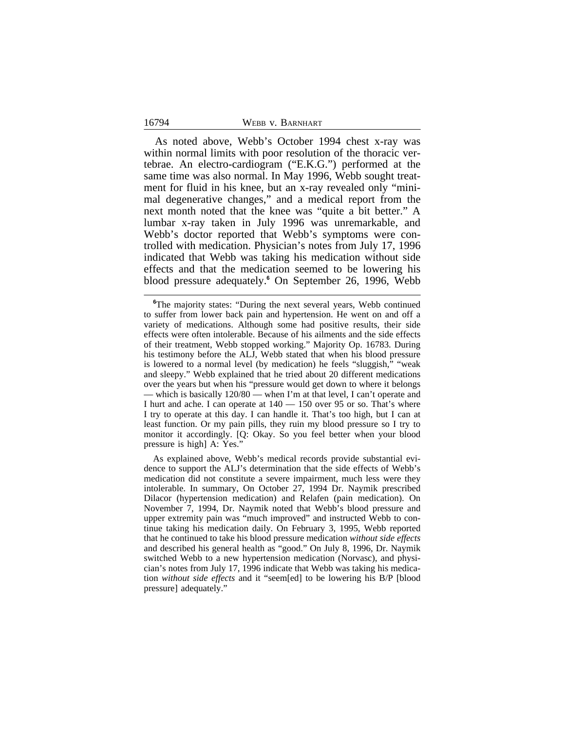As noted above, Webb's October 1994 chest x-ray was within normal limits with poor resolution of the thoracic vertebrae. An electro-cardiogram ("E.K.G.") performed at the same time was also normal. In May 1996, Webb sought treatment for fluid in his knee, but an x-ray revealed only "minimal degenerative changes," and a medical report from the next month noted that the knee was "quite a bit better." A lumbar x-ray taken in July 1996 was unremarkable, and Webb's doctor reported that Webb's symptoms were controlled with medication. Physician's notes from July 17, 1996 indicated that Webb was taking his medication without side effects and that the medication seemed to be lowering his blood pressure adequately.[6] On September 26, 1996, Webb

---

[6]The majority states: "During the next several years, Webb continued to suffer from lower back pain and hypertension. He went on and off a variety of medications. Although some had positive results, their side effects were often intolerable. Because of his ailments and the side effects of their treatment, Webb stopped working." Majority Op. 16783. During his testimony before the ALJ, Webb stated that when his blood pressure is lowered to a normal level (by medication) he feels "sluggish," "weak and sleepy." Webb explained that he tried about 20 different medications over the years but when his "pressure would get down to where it belongs — which is basically 120/80 — when I'm at that level, I can't operate and I hurt and ache. I can operate at 140 — 150 over 95 or so. That's where I try to operate at this day. I can handle it. That's too high, but I can at least function. Or my pain pills, they ruin my blood pressure so I try to monitor it accordingly. [Q: Okay. So you feel better when your blood pressure is high] A: Yes."

As explained above, Webb's medical records provide substantial evidence to support the ALJ's determination that the side effects of Webb's medication did not constitute a severe impairment, much less were they intolerable. In summary, On October 27, 1994 Dr. Naymik prescribed Dilacor (hypertension medication) and Relafen (pain medication). On November 7, 1994, Dr. Naymik noted that Webb's blood pressure and upper extremity pain was "much improved" and instructed Webb to continue taking his medication daily. On February 3, 1995, Webb reported that he continued to take his blood pressure medication *without side effects* and described his general health as "good." On July 8, 1996, Dr. Naymik switched Webb to a new hypertension medication (Norvasc), and physician's notes from July 17, 1996 indicate that Webb was taking his medication *without side effects* and it "seem[ed] to be lowering his B/P [blood pressure] adequately."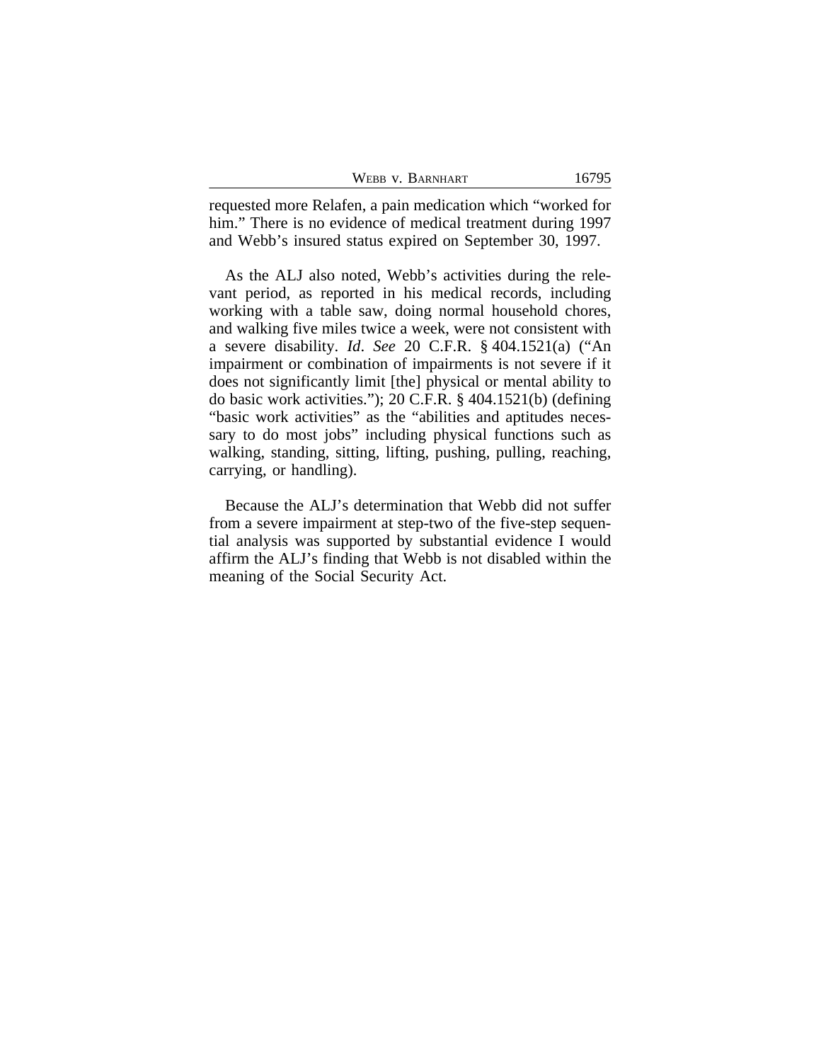requested more Relafen, a pain medication which "worked for him." There is no evidence of medical treatment during 1997 and Webb's insured status expired on September 30, 1997.

As the ALJ also noted, Webb's activities during the relevant period, as reported in his medical records, including working with a table saw, doing normal household chores, and walking five miles twice a week, were not consistent with a severe disability. *Id*. *See* 20 C.F.R. § 404.1521(a) ("An impairment or combination of impairments is not severe if it does not significantly limit [the] physical or mental ability to do basic work activities."); 20 C.F.R. § 404.1521(b) (defining "basic work activities" as the "abilities and aptitudes necessary to do most jobs" including physical functions such as walking, standing, sitting, lifting, pushing, pulling, reaching, carrying, or handling).

Because the ALJ's determination that Webb did not suffer from a severe impairment at step-two of the five-step sequential analysis was supported by substantial evidence I would affirm the ALJ's finding that Webb is not disabled within the meaning of the Social Security Act.